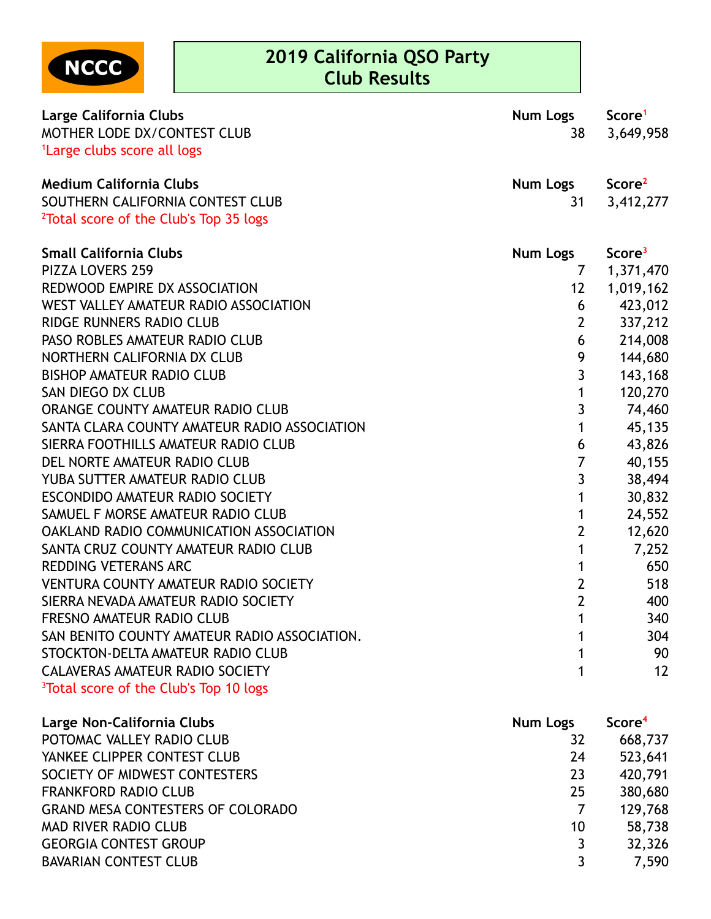NCCC

# 2019 California QSO Party
# Club Results

| Large California Clubs | Num Logs | Score[1] |
|---|---|---|
| MOTHER LODE DX/CONTEST CLUB | 38 | 3,649,958 |

[1]Large clubs score all logs

| Medium California Clubs | Num Logs | Score[2] |
|---|---|---|
| SOUTHERN CALIFORNIA CONTEST CLUB | 31 | 3,412,277 |

[2]Total score of the Club's Top 35 logs

| Small California Clubs | Num Logs | Score[3] |
|---|---|---|
| PIZZA LOVERS 259 | 7 | 1,371,470 |
| REDWOOD EMPIRE DX ASSOCIATION | 12 | 1,019,162 |
| WEST VALLEY AMATEUR RADIO ASSOCIATION | 6 | 423,012 |
| RIDGE RUNNERS RADIO CLUB | 2 | 337,212 |
| PASO ROBLES AMATEUR RADIO CLUB | 6 | 214,008 |
| NORTHERN CALIFORNIA DX CLUB | 9 | 144,680 |
| BISHOP AMATEUR RADIO CLUB | 3 | 143,168 |
| SAN DIEGO DX CLUB | 1 | 120,270 |
| ORANGE COUNTY AMATEUR RADIO CLUB | 3 | 74,460 |
| SANTA CLARA COUNTY AMATEUR RADIO ASSOCIATION | 1 | 45,135 |
| SIERRA FOOTHILLS AMATEUR RADIO CLUB | 6 | 43,826 |
| DEL NORTE AMATEUR RADIO CLUB | 7 | 40,155 |
| YUBA SUTTER AMATEUR RADIO CLUB | 3 | 38,494 |
| ESCONDIDO AMATEUR RADIO SOCIETY | 1 | 30,832 |
| SAMUEL F MORSE AMATEUR RADIO CLUB | 1 | 24,552 |
| OAKLAND RADIO COMMUNICATION ASSOCIATION | 2 | 12,620 |
| SANTA CRUZ COUNTY AMATEUR RADIO CLUB | 1 | 7,252 |
| REDDING VETERANS ARC | 1 | 650 |
| VENTURA COUNTY AMATEUR RADIO SOCIETY | 2 | 518 |
| SIERRA NEVADA AMATEUR RADIO SOCIETY | 2 | 400 |
| FRESNO AMATEUR RADIO CLUB | 1 | 340 |
| SAN BENITO COUNTY AMATEUR RADIO ASSOCIATION. | 1 | 304 |
| STOCKTON-DELTA AMATEUR RADIO CLUB | 1 | 90 |
| CALAVERAS AMATEUR RADIO SOCIETY | 1 | 12 |

[3]Total score of the Club's Top 10 logs

| Large Non-California Clubs | Num Logs | Score[4] |
|---|---|---|
| POTOMAC VALLEY RADIO CLUB | 32 | 668,737 |
| YANKEE CLIPPER CONTEST CLUB | 24 | 523,641 |
| SOCIETY OF MIDWEST CONTESTERS | 23 | 420,791 |
| FRANKFORD RADIO CLUB | 25 | 380,680 |
| GRAND MESA CONTESTERS OF COLORADO | 7 | 129,768 |
| MAD RIVER RADIO CLUB | 10 | 58,738 |
| GEORGIA CONTEST GROUP | 3 | 32,326 |
| BAVARIAN CONTEST CLUB | 3 | 7,590 |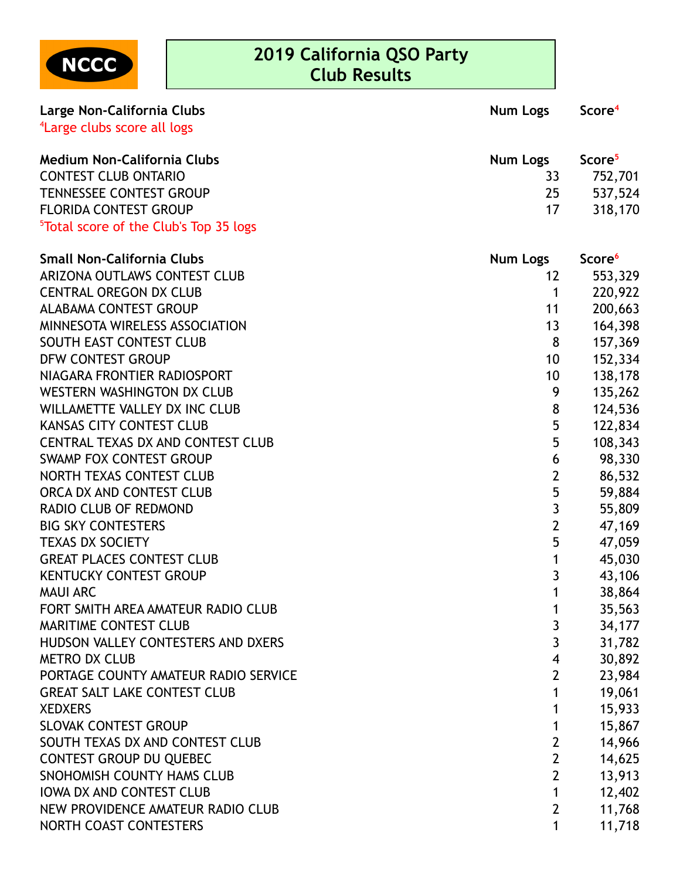NCCC

# 2019 California QSO Party Club Results

| Large Non-California Clubs | Num Logs | Score[4] |
|---|---|---|

[4]Large clubs score all logs

| Medium Non-California Clubs | Num Logs | Score[5] |
|---|---|---|
| CONTEST CLUB ONTARIO | 33 | 752,701 |
| TENNESSEE CONTEST GROUP | 25 | 537,524 |
| FLORIDA CONTEST GROUP | 17 | 318,170 |

[5]Total score of the Club's Top 35 logs

| Small Non-California Clubs | Num Logs | Score[6] |
|---|---|---|
| ARIZONA OUTLAWS CONTEST CLUB | 12 | 553,329 |
| CENTRAL OREGON DX CLUB | 1 | 220,922 |
| ALABAMA CONTEST GROUP | 11 | 200,663 |
| MINNESOTA WIRELESS ASSOCIATION | 13 | 164,398 |
| SOUTH EAST CONTEST CLUB | 8 | 157,369 |
| DFW CONTEST GROUP | 10 | 152,334 |
| NIAGARA FRONTIER RADIOSPORT | 10 | 138,178 |
| WESTERN WASHINGTON DX CLUB | 9 | 135,262 |
| WILLAMETTE VALLEY DX INC CLUB | 8 | 124,536 |
| KANSAS CITY CONTEST CLUB | 5 | 122,834 |
| CENTRAL TEXAS DX AND CONTEST CLUB | 5 | 108,343 |
| SWAMP FOX CONTEST GROUP | 6 | 98,330 |
| NORTH TEXAS CONTEST CLUB | 2 | 86,532 |
| ORCA DX AND CONTEST CLUB | 5 | 59,884 |
| RADIO CLUB OF REDMOND | 3 | 55,809 |
| BIG SKY CONTESTERS | 2 | 47,169 |
| TEXAS DX SOCIETY | 5 | 47,059 |
| GREAT PLACES CONTEST CLUB | 1 | 45,030 |
| KENTUCKY CONTEST GROUP | 3 | 43,106 |
| MAUI ARC | 1 | 38,864 |
| FORT SMITH AREA AMATEUR RADIO CLUB | 1 | 35,563 |
| MARITIME CONTEST CLUB | 3 | 34,177 |
| HUDSON VALLEY CONTESTERS AND DXERS | 3 | 31,782 |
| METRO DX CLUB | 4 | 30,892 |
| PORTAGE COUNTY AMATEUR RADIO SERVICE | 2 | 23,984 |
| GREAT SALT LAKE CONTEST CLUB | 1 | 19,061 |
| XEDXERS | 1 | 15,933 |
| SLOVAK CONTEST GROUP | 1 | 15,867 |
| SOUTH TEXAS DX AND CONTEST CLUB | 2 | 14,966 |
| CONTEST GROUP DU QUEBEC | 2 | 14,625 |
| SNOHOMISH COUNTY HAMS CLUB | 2 | 13,913 |
| IOWA DX AND CONTEST CLUB | 1 | 12,402 |
| NEW PROVIDENCE AMATEUR RADIO CLUB | 2 | 11,768 |
| NORTH COAST CONTESTERS | 1 | 11,718 |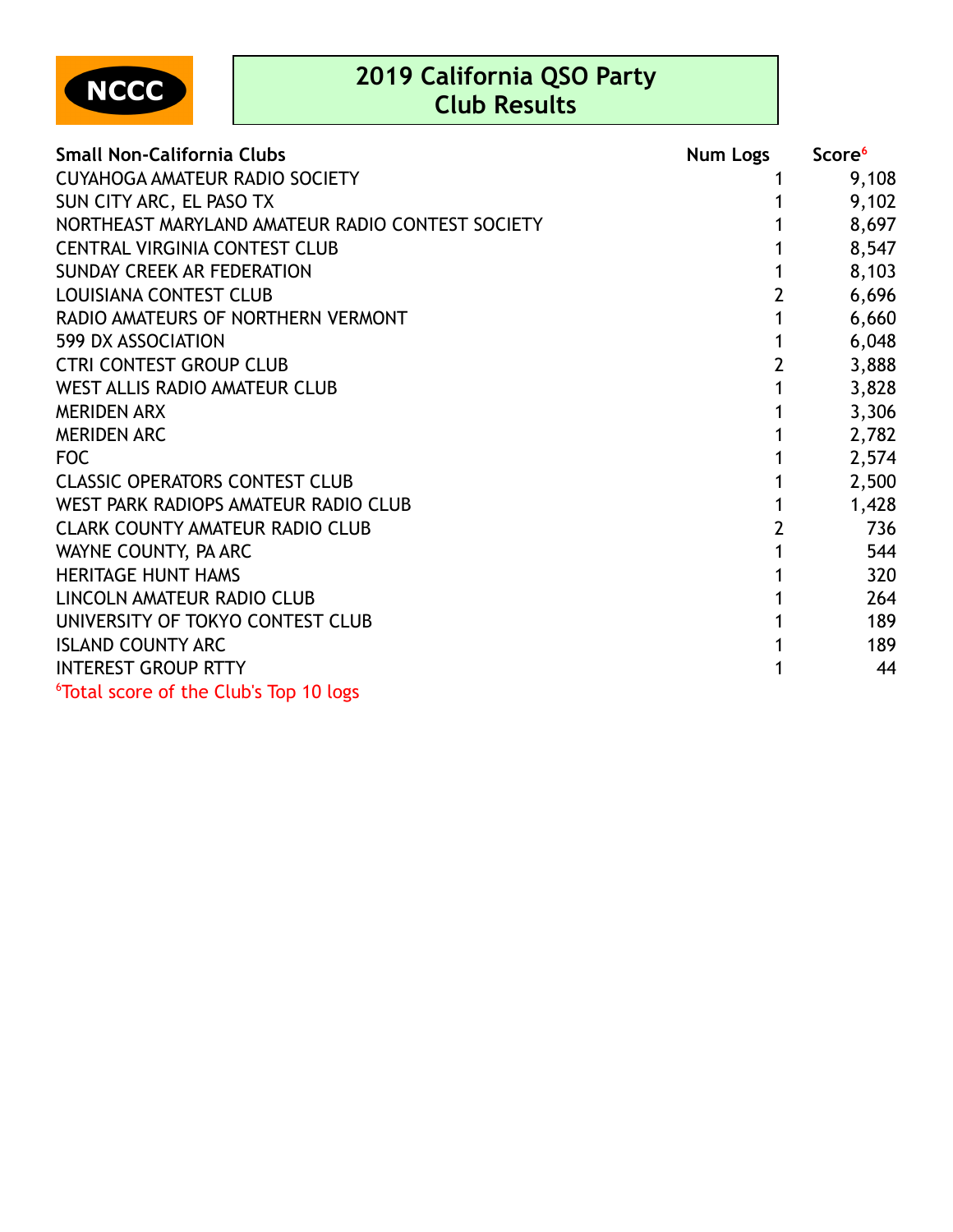NCCC

# 2019 California QSO Party
## Club Results

| Small Non-California Clubs | Num Logs | Score[6] |
|---|---|---|
| CUYAHOGA AMATEUR RADIO SOCIETY | 1 | 9,108 |
| SUN CITY ARC, EL PASO TX | 1 | 9,102 |
| NORTHEAST MARYLAND AMATEUR RADIO CONTEST SOCIETY | 1 | 8,697 |
| CENTRAL VIRGINIA CONTEST CLUB | 1 | 8,547 |
| SUNDAY CREEK AR FEDERATION | 1 | 8,103 |
| LOUISIANA CONTEST CLUB | 2 | 6,696 |
| RADIO AMATEURS OF NORTHERN VERMONT | 1 | 6,660 |
| 599 DX ASSOCIATION | 1 | 6,048 |
| CTRI CONTEST GROUP CLUB | 2 | 3,888 |
| WEST ALLIS RADIO AMATEUR CLUB | 1 | 3,828 |
| MERIDEN ARX | 1 | 3,306 |
| MERIDEN ARC | 1 | 2,782 |
| FOC | 1 | 2,574 |
| CLASSIC OPERATORS CONTEST CLUB | 1 | 2,500 |
| WEST PARK RADIOPS AMATEUR RADIO CLUB | 1 | 1,428 |
| CLARK COUNTY AMATEUR RADIO CLUB | 2 | 736 |
| WAYNE COUNTY, PA ARC | 1 | 544 |
| HERITAGE HUNT HAMS | 1 | 320 |
| LINCOLN AMATEUR RADIO CLUB | 1 | 264 |
| UNIVERSITY OF TOKYO CONTEST CLUB | 1 | 189 |
| ISLAND COUNTY ARC | 1 | 189 |
| INTEREST GROUP RTTY | 1 | 44 |

[6]Total score of the Club's Top 10 logs